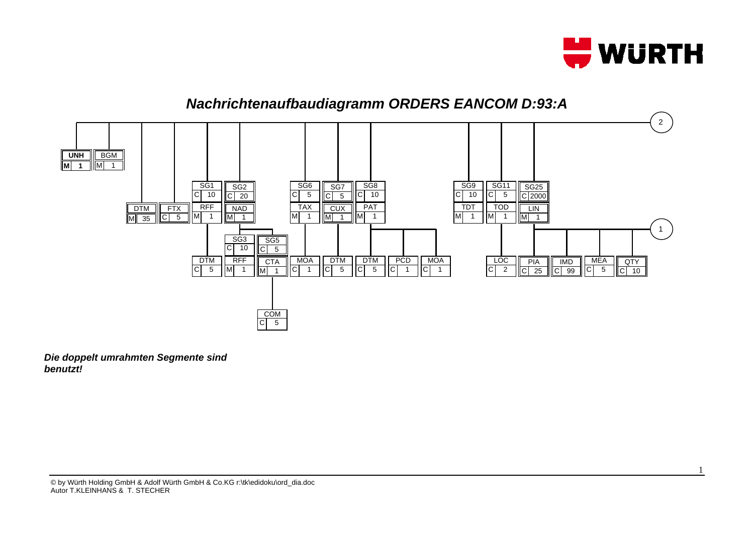# Nachrichtenaufbaudiagramm ORDERS EANCOM D:93:A

| Segment / Gruppe | Status | Wiederholungen | Enthaltene Segmente |
|---|---|---|---|
| **UNH** | **M** | **1** | |
| BGM | M | 1 | |
| DTM | M | 35 | |
| FTX | C | 5 | |
| SG1 | C | 10 | RFF (M 1), DTM (C 5) |
| SG2 | C | 20 | NAD (M 1), SG3 (C 10): RFF (M 1), SG5 (C 5): CTA (M 1), COM (C 5) |
| SG6 | C | 5 | TAX (M 1), MOA (C 1) |
| SG7 | C | 5 | CUX (M 1), DTM (C 5) |
| SG8 | C | 10 | PAT (M 1), DTM (C 5), PCD (C 1), MOA (C 1) |
| SG9 | C | 10 | TDT (M 1) |
| SG11 | C | 5 | TOD (M 1), LOC (C 2) |
| SG25 | C | 2000 | LIN (M 1), PIA (C 25), IMD (C 99), MEA (C 5), QTY (C 10) → 1 |

→ 2

***Die doppelt umrahmten Segmente sind benutzt!***

© by Würth Holding GmbH & Adolf Würth GmbH & Co.KG r:\tk\edidoku\ord_dia.doc
Autor T.KLEINHANS & T. STECHER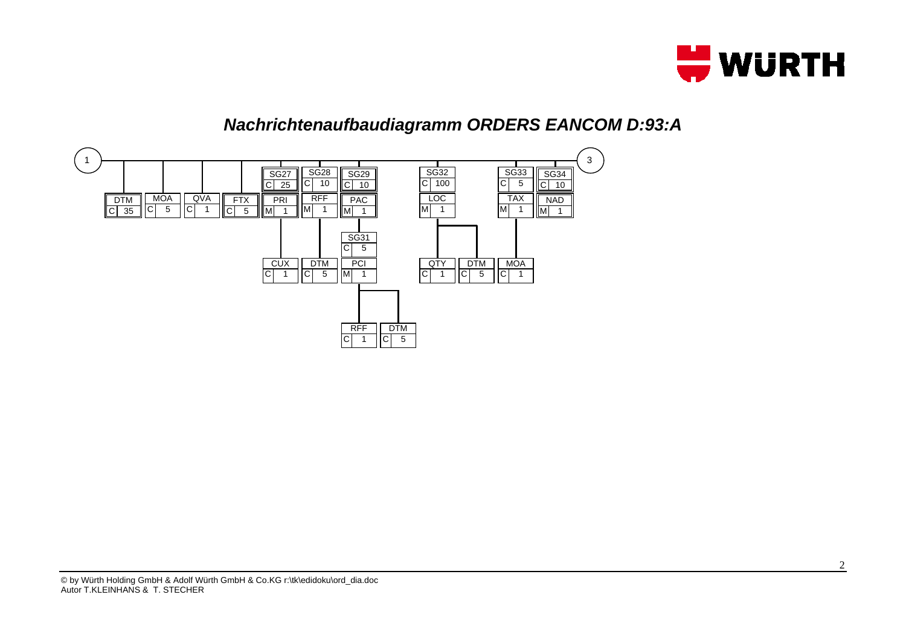# *Nachrichtenaufbaudiagramm ORDERS EANCOM D:93:A*

| Segment / Gruppe | Status | Wiederholung | Enthaltene Elemente |
|---|---|---|---|
| DTM | C | 35 | |
| MOA | C | 5 | |
| QVA | C | 1 | |
| FTX | C | 5 | |
| SG27 | C | 25 | PRI (M 1), CUX (C 1) |
| SG28 | C | 10 | RFF (M 1), DTM (C 5) |
| SG29 | C | 10 | PAC (M 1), SG31 (C 5) |
| SG31 | C | 5 | PCI (M 1), RFF (C 1), DTM (C 5) |
| SG32 | C | 100 | LOC (M 1), QTY (C 1), DTM (C 5) |
| SG33 | C | 5 | TAX (M 1), MOA (C 1) |
| SG34 | C | 10 | NAD (M 1) |

Anschluss: 1 → 3

© by Würth Holding GmbH & Adolf Würth GmbH & Co.KG r:\tk\edidoku\ord_dia.doc
Autor T.KLEINHANS & T. STECHER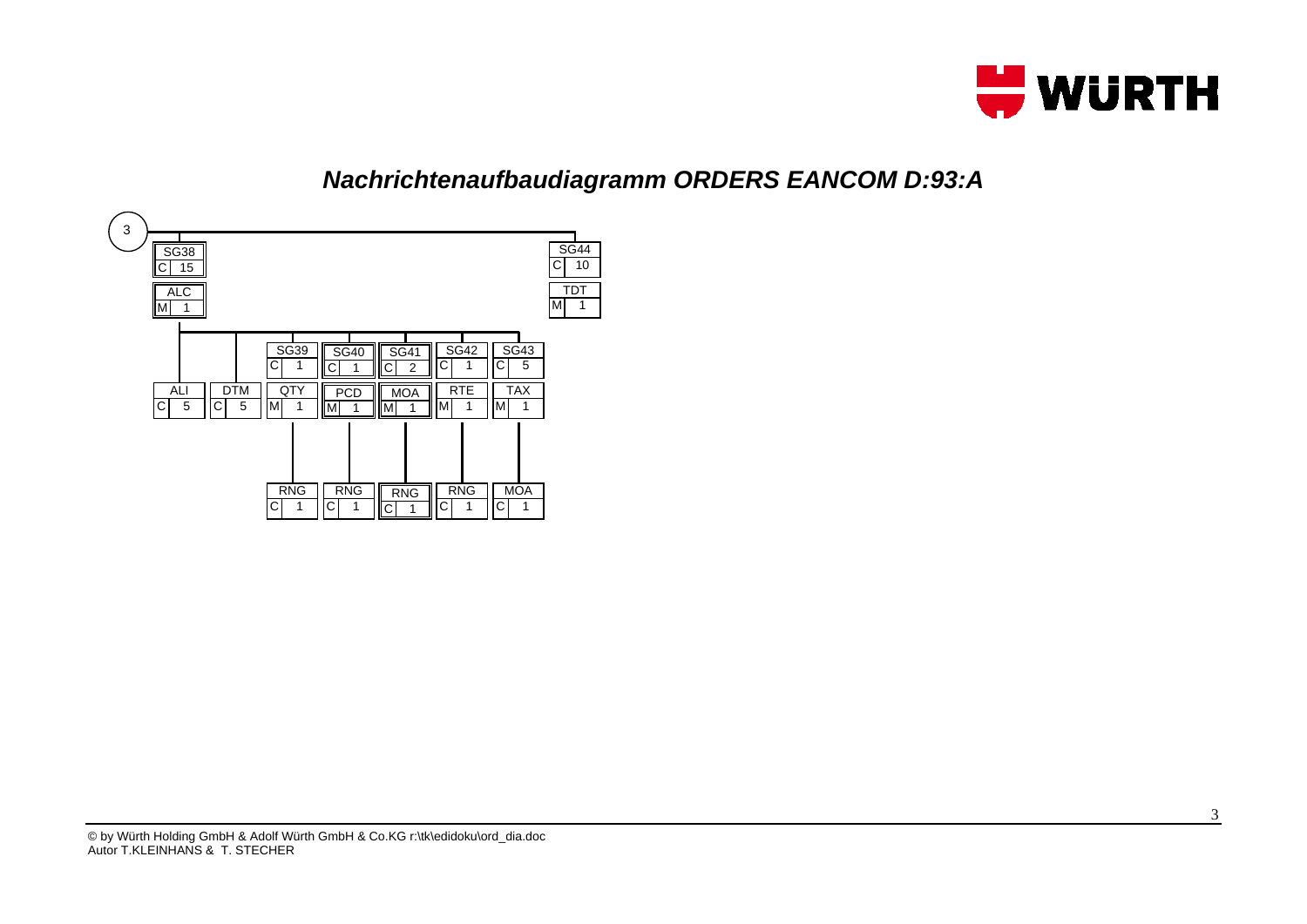# Nachrichtenaufbaudiagramm ORDERS EANCOM D:93:A

3

| Segment/Gruppe | Status | Wiederholung | Ebene / übergeordnet |
|---|---|---|---|
| SG38 | C | 15 | |
| ALC | M | 1 | SG38 |
| ALI | C | 5 | SG38 |
| DTM | C | 5 | SG38 |
| SG39 | C | 1 | SG38 |
| QTY | M | 1 | SG39 |
| RNG | C | 1 | SG39 |
| SG40 | C | 1 | SG38 |
| PCD | M | 1 | SG40 |
| RNG | C | 1 | SG40 |
| SG41 | C | 2 | SG38 |
| MOA | M | 1 | SG41 |
| RNG | C | 1 | SG41 |
| SG42 | C | 1 | SG38 |
| RTE | M | 1 | SG42 |
| RNG | C | 1 | SG42 |
| SG43 | C | 5 | SG38 |
| TAX | M | 1 | SG43 |
| MOA | C | 1 | SG43 |
| SG44 | C | 10 | |
| TDT | M | 1 | SG44 |

© by Würth Holding GmbH & Adolf Würth GmbH & Co.KG r:\tk\edidoku\ord_dia.doc
Autor T.KLEINHANS & T. STECHER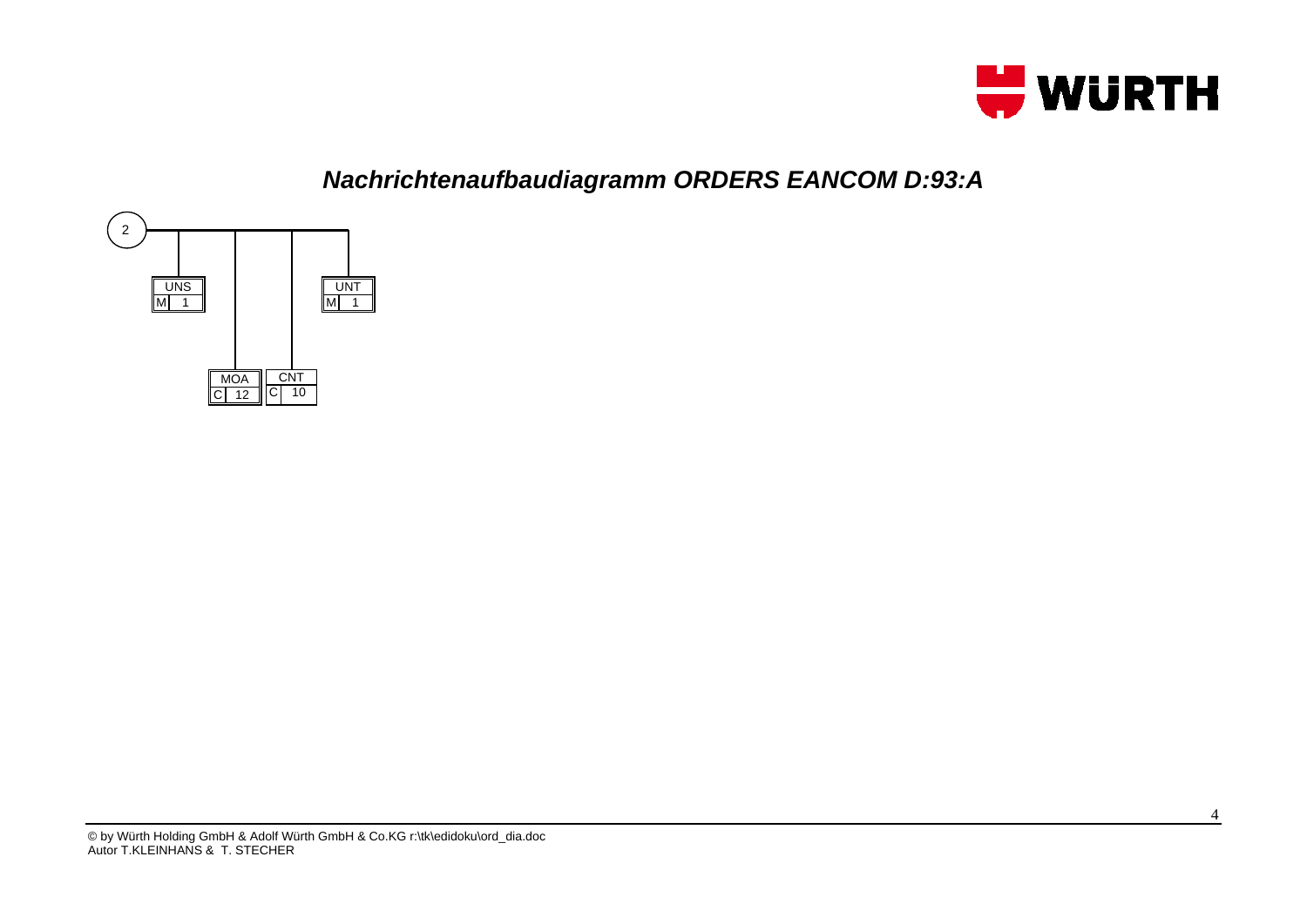# Nachrichtenaufbaudiagramm ORDERS EANCOM D:93:A

2

UNS
M 1

MOA
C 12

CNT
C 10

UNT
M 1

© by Würth Holding GmbH & Adolf Würth GmbH & Co.KG r:\tk\edidoku\ord_dia.doc
Autor T.KLEINHANS & T. STECHER